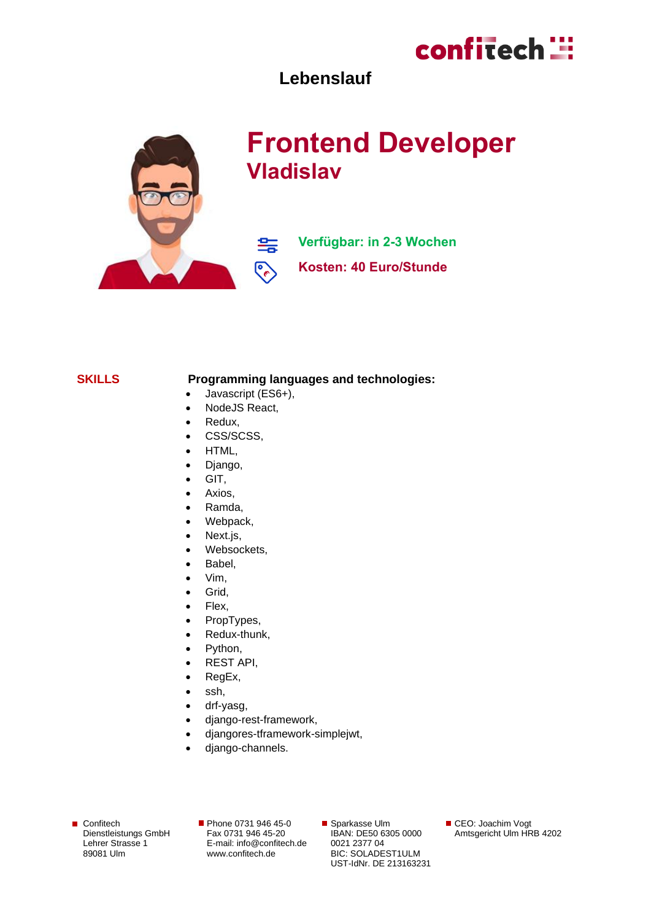# Lebenslauf

## Frontend Developer

### Vladislav

**Verfügbar: in 2-3 Wochen**

**Kosten: 40 Euro/Stunde**

**SKILLS**

**Programming languages and technologies:**

- Javascript (ES6+),
- NodeJS React,
- Redux,
- CSS/SCSS,
- HTML,
- Django,
- GIT,
- Axios,
- Ramda,
- Webpack,
- Next.js,
- Websockets,
- Babel,
- Vim,
- Grid,
- Flex,
- PropTypes,
- Redux-thunk,
- Python,
- REST API,
- RegEx,
- ssh,
- drf-yasg,
- django-rest-framework,
- djangores-tframework-simplejwt,
- django-channels.

Confitech Dienstleistungs GmbH
Lehrer Strasse 1
89081 Ulm

Phone 0731 946 45-0
Fax 0731 946 45-20
E-mail: info@confitech.de
www.confitech.de

Sparkasse Ulm
IBAN: DE50 6305 0000 0021 2377 04
BIC: SOLADEST1ULM
UST-IdNr. DE 213163231

CEO: Joachim Vogt
Amtsgericht Ulm HRB 4202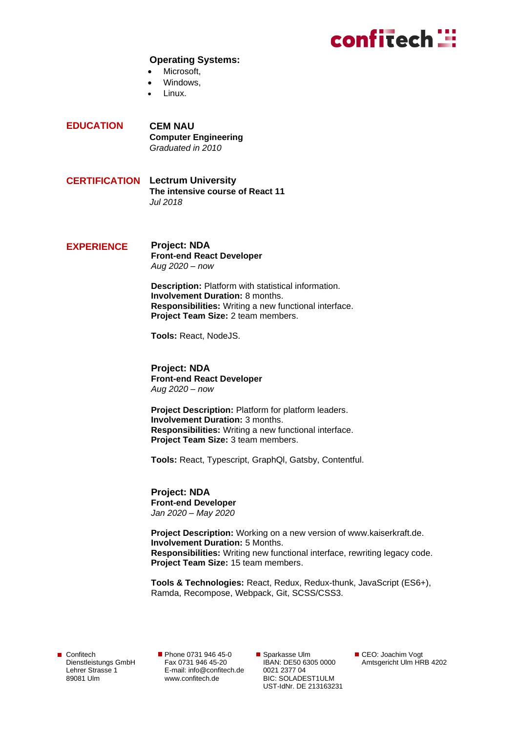**Operating Systems:**

- Microsoft,
- Windows,
- Linux.

## EDUCATION

**CEM NAU**
**Computer Engineering**
*Graduated in 2010*

## CERTIFICATION

**Lectrum University**
**The intensive course of React 11**
*Jul 2018*

## EXPERIENCE

**Project: NDA**
**Front-end React Developer**
*Aug 2020 – now*

**Description:** Platform with statistical information.
**Involvement Duration:** 8 months.
**Responsibilities:** Writing a new functional interface.
**Project Team Size:** 2 team members.

**Tools:** React, NodeJS.

**Project: NDA**
**Front-end React Developer**
*Aug 2020 – now*

**Project Description:** Platform for platform leaders.
**Involvement Duration:** 3 months.
**Responsibilities:** Writing a new functional interface.
**Project Team Size:** 3 team members.

**Tools:** React, Typescript, GraphQl, Gatsby, Contentful.

**Project: NDA**
**Front-end Developer**
*Jan 2020 – May 2020*

**Project Description:** Working on a new version of www.kaiserkraft.de.
**Involvement Duration:** 5 Months.
**Responsibilities:** Writing new functional interface, rewriting legacy code.
**Project Team Size:** 15 team members.

**Tools & Technologies:** React, Redux, Redux-thunk, JavaScript (ES6+), Ramda, Recompose, Webpack, Git, SCSS/CSS3.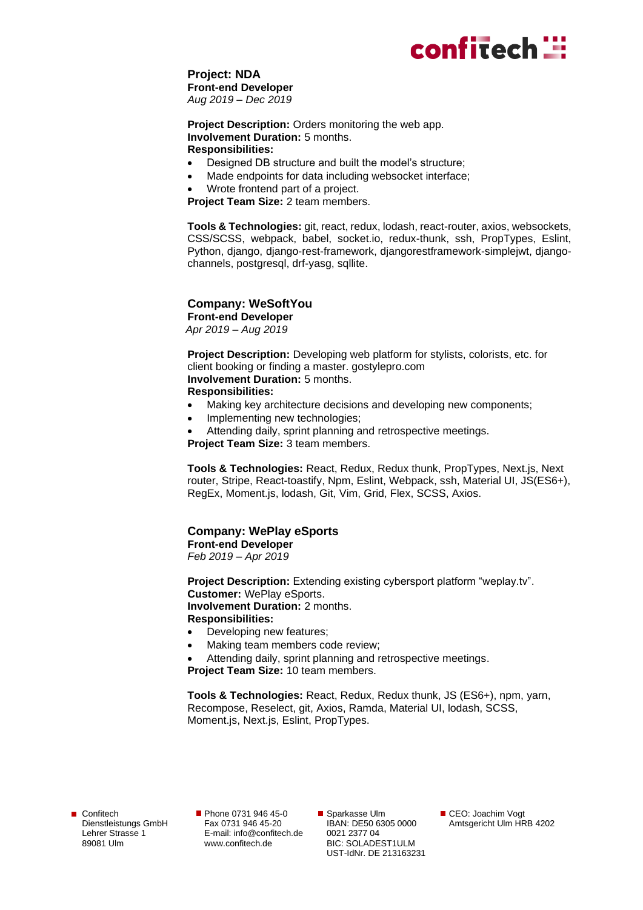### Project: NDA

**Front-end Developer**
*Aug 2019 – Dec 2019*

**Project Description:** Orders monitoring the web app.
**Involvement Duration:** 5 months.
**Responsibilities:**

- Designed DB structure and built the model's structure;
- Made endpoints for data including websocket interface;
- Wrote frontend part of a project.

**Project Team Size:** 2 team members.

**Tools & Technologies:** git, react, redux, lodash, react-router, axios, websockets, CSS/SCSS, webpack, babel, socket.io, redux-thunk, ssh, PropTypes, Eslint, Python, django, django-rest-framework, djangorestframework-simplejwt, django-channels, postgresql, drf-yasg, sqllite.

### Company: WeSoftYou

**Front-end Developer**
*Apr 2019 – Aug 2019*

**Project Description:** Developing web platform for stylists, colorists, etc. for client booking or finding a master. gostylepro.com
**Involvement Duration:** 5 months.
**Responsibilities:**

- Making key architecture decisions and developing new components;
- Implementing new technologies;
- Attending daily, sprint planning and retrospective meetings.

**Project Team Size:** 3 team members.

**Tools & Technologies:** React, Redux, Redux thunk, PropTypes, Next.js, Next router, Stripe, React-toastify, Npm, Eslint, Webpack, ssh, Material UI, JS(ES6+), RegEx, Moment.js, lodash, Git, Vim, Grid, Flex, SCSS, Axios.

### Company: WePlay eSports

**Front-end Developer**
*Feb 2019 – Apr 2019*

**Project Description:** Extending existing cybersport platform "weplay.tv".
**Customer:** WePlay eSports.
**Involvement Duration:** 2 months.
**Responsibilities:**

- Developing new features;
- Making team members code review;
- Attending daily, sprint planning and retrospective meetings.

**Project Team Size:** 10 team members.

**Tools & Technologies:** React, Redux, Redux thunk, JS (ES6+), npm, yarn, Recompose, Reselect, git, Axios, Ramda, Material UI, lodash, SCSS, Moment.js, Next.js, Eslint, PropTypes.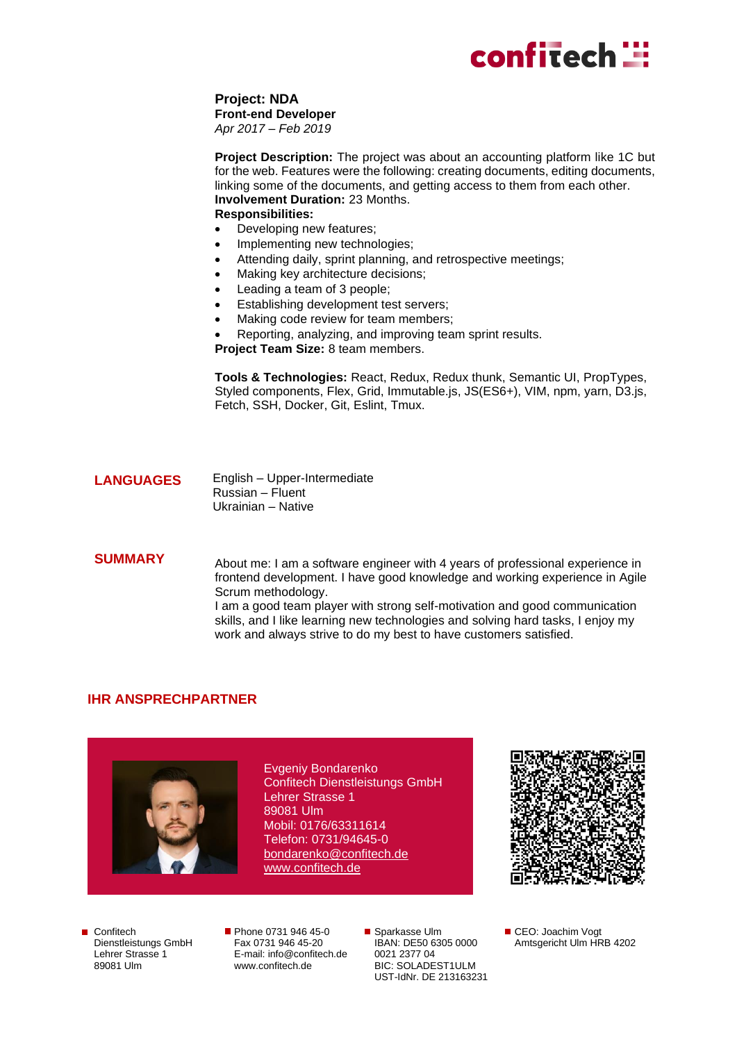**Project: NDA**
**Front-end Developer**
*Apr 2017 – Feb 2019*

**Project Description:** The project was about an accounting platform like 1C but for the web. Features were the following: creating documents, editing documents, linking some of the documents, and getting access to them from each other.
**Involvement Duration:** 23 Months.
**Responsibilities:**

- Developing new features;
- Implementing new technologies;
- Attending daily, sprint planning, and retrospective meetings;
- Making key architecture decisions;
- Leading a team of 3 people;
- Establishing development test servers;
- Making code review for team members;
- Reporting, analyzing, and improving team sprint results.

**Project Team Size:** 8 team members.

**Tools & Technologies:** React, Redux, Redux thunk, Semantic UI, PropTypes, Styled components, Flex, Grid, Immutable.js, JS(ES6+), VIM, npm, yarn, D3.js, Fetch, SSH, Docker, Git, Eslint, Tmux.

## LANGUAGES

English – Upper-Intermediate
Russian – Fluent
Ukrainian – Native

## SUMMARY

About me: I am a software engineer with 4 years of professional experience in frontend development. I have good knowledge and working experience in Agile Scrum methodology.
I am a good team player with strong self-motivation and good communication skills, and I like learning new technologies and solving hard tasks, I enjoy my work and always strive to do my best to have customers satisfied.

## IHR ANSPRECHPARTNER

Evgeniy Bondarenko
Confitech Dienstleistungs GmbH
Lehrer Strasse 1
89081 Ulm
Mobil: 0176/63311614
Telefon: 0731/94645-0
bondarenko@confitech.de
www.confitech.de

Confitech Dienstleistungs GmbH
Lehrer Strasse 1
89081 Ulm

Phone 0731 946 45-0
Fax 0731 946 45-20
E-mail: info@confitech.de
www.confitech.de

Sparkasse Ulm
IBAN: DE50 6305 0000 0021 2377 04
BIC: SOLADEST1ULM
UST-IdNr. DE 213163231

CEO: Joachim Vogt
Amtsgericht Ulm HRB 4202